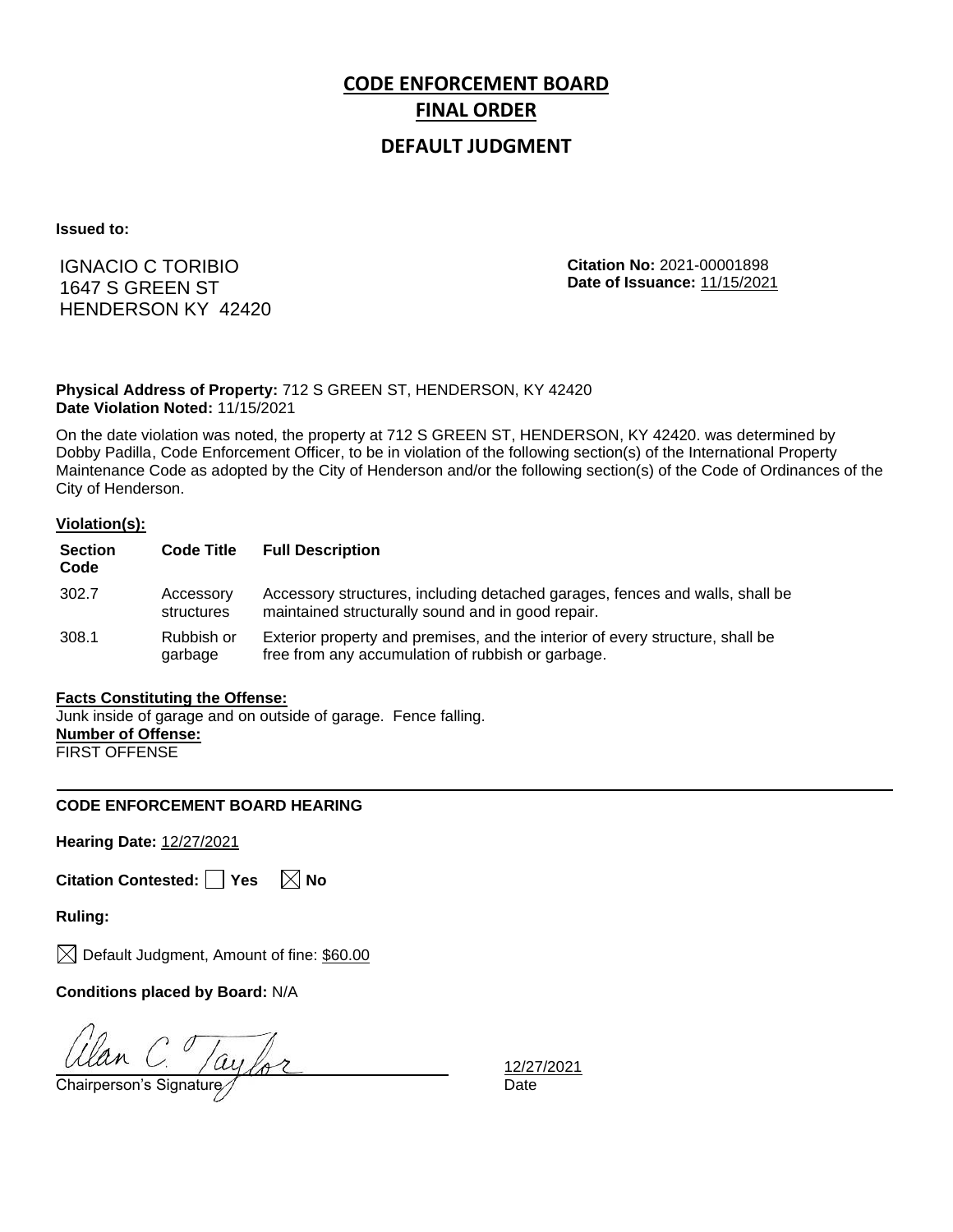# CODE ENFORCEMENT BOARD FINAL ORDER

## DEFAULT JUDGMENT

**Issued to:**

IGNACIO C TORIBIO
1647 S GREEN ST
HENDERSON KY 42420

**Citation No:** 2021-00001898
**Date of Issuance:** 11/15/2021

**Physical Address of Property:** 712 S GREEN ST, HENDERSON, KY 42420
**Date Violation Noted:** 11/15/2021

On the date violation was noted, the property at 712 S GREEN ST, HENDERSON, KY 42420. was determined by Dobby Padilla, Code Enforcement Officer, to be in violation of the following section(s) of the International Property Maintenance Code as adopted by the City of Henderson and/or the following section(s) of the Code of Ordinances of the City of Henderson.

**Violation(s):**

| Section Code | Code Title | Full Description |
|---|---|---|
| 302.7 | Accessory structures | Accessory structures, including detached garages, fences and walls, shall be maintained structurally sound and in good repair. |
| 308.1 | Rubbish or garbage | Exterior property and premises, and the interior of every structure, shall be free from any accumulation of rubbish or garbage. |

**Facts Constituting the Offense:**
Junk inside of garage and on outside of garage. Fence falling.
**Number of Offense:**
FIRST OFFENSE

---

**CODE ENFORCEMENT BOARD HEARING**

**Hearing Date:** 12/27/2021

**Citation Contested:** ☐ Yes ☒ No

**Ruling:**

☒ Default Judgment, Amount of fine: $60.00

**Conditions placed by Board:** N/A

Alan C. Taylor
Chairperson's Signature

12/27/2021
Date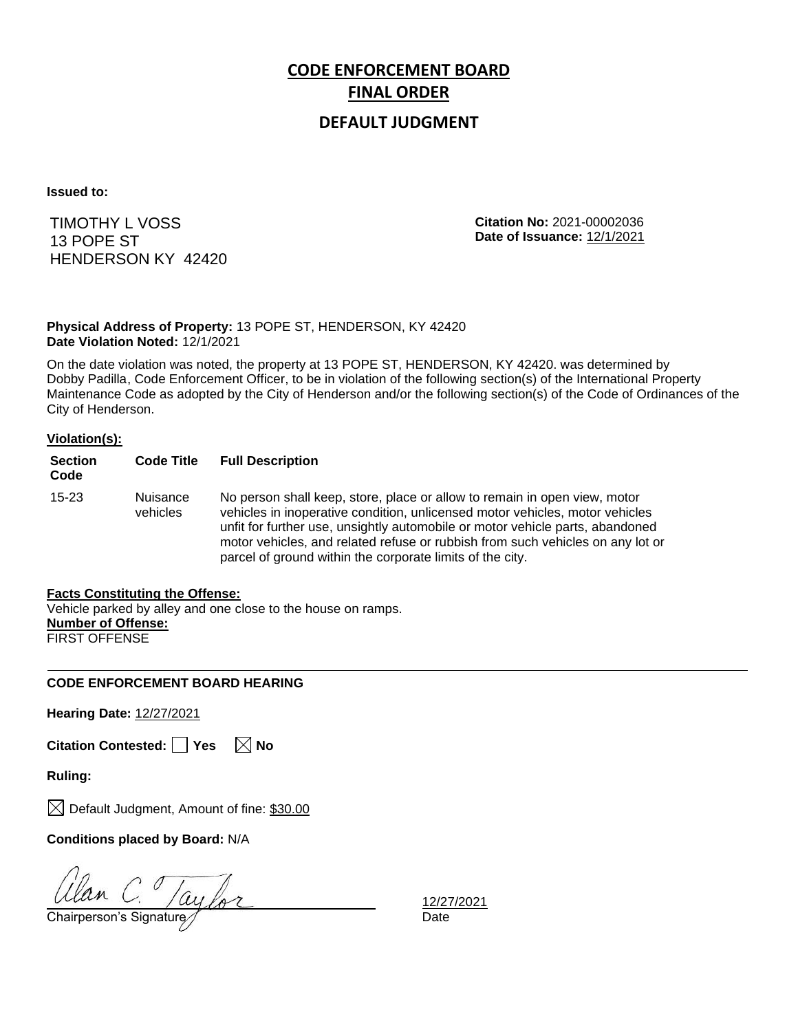# CODE ENFORCEMENT BOARD
# FINAL ORDER
## DEFAULT JUDGMENT

**Issued to:**

TIMOTHY L VOSS
13 POPE ST
HENDERSON KY 42420

**Citation No:** 2021-00002036
**Date of Issuance:** 12/1/2021

**Physical Address of Property:** 13 POPE ST, HENDERSON, KY 42420
**Date Violation Noted:** 12/1/2021

On the date violation was noted, the property at 13 POPE ST, HENDERSON, KY 42420. was determined by Dobby Padilla, Code Enforcement Officer, to be in violation of the following section(s) of the International Property Maintenance Code as adopted by the City of Henderson and/or the following section(s) of the Code of Ordinances of the City of Henderson.

**Violation(s):**

| Section Code | Code Title | Full Description |
|---|---|---|
| 15-23 | Nuisance vehicles | No person shall keep, store, place or allow to remain in open view, motor vehicles in inoperative condition, unlicensed motor vehicles, motor vehicles unfit for further use, unsightly automobile or motor vehicle parts, abandoned motor vehicles, and related refuse or rubbish from such vehicles on any lot or parcel of ground within the corporate limits of the city. |

**Facts Constituting the Offense:**
Vehicle parked by alley and one close to the house on ramps.
**Number of Offense:**
FIRST OFFENSE

---

**CODE ENFORCEMENT BOARD HEARING**

**Hearing Date:** 12/27/2021

**Citation Contested:** ☐ Yes ☒ No

**Ruling:**

☒ Default Judgment, Amount of fine: $30.00

**Conditions placed by Board:** N/A

Alan C. Taylor
Chairperson's Signature

12/27/2021
Date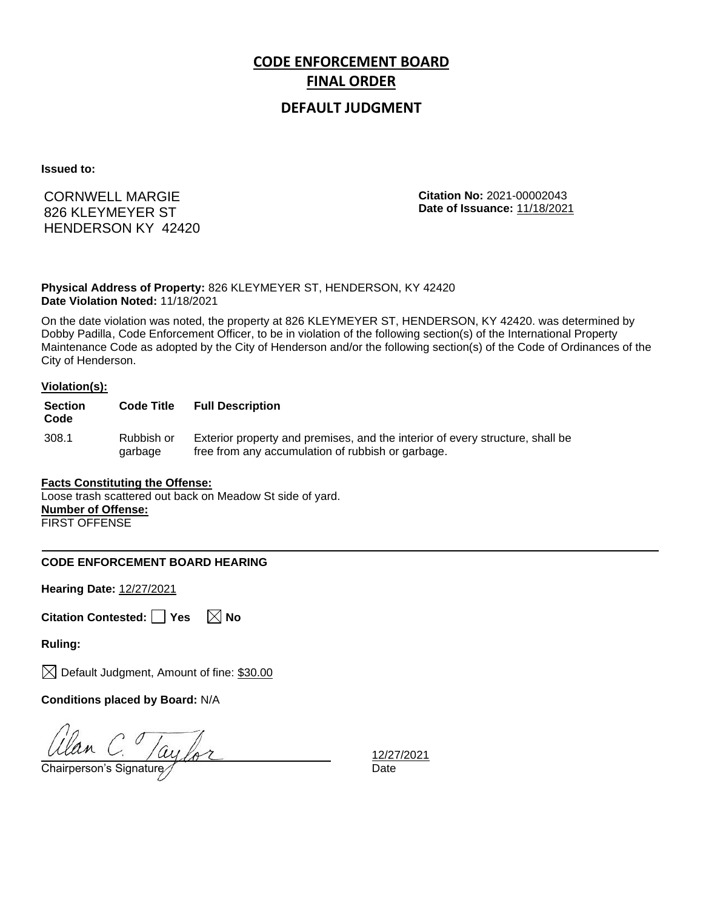# CODE ENFORCEMENT BOARD
# FINAL ORDER
## DEFAULT JUDGMENT

**Issued to:**

CORNWELL MARGIE
826 KLEYMEYER ST
HENDERSON KY 42420

**Citation No:** 2021-00002043
**Date of Issuance:** 11/18/2021

**Physical Address of Property:** 826 KLEYMEYER ST, HENDERSON, KY 42420
**Date Violation Noted:** 11/18/2021

On the date violation was noted, the property at 826 KLEYMEYER ST, HENDERSON, KY 42420. was determined by Dobby Padilla, Code Enforcement Officer, to be in violation of the following section(s) of the International Property Maintenance Code as adopted by the City of Henderson and/or the following section(s) of the Code of Ordinances of the City of Henderson.

**Violation(s):**

| Section Code | Code Title | Full Description |
|---|---|---|
| 308.1 | Rubbish or garbage | Exterior property and premises, and the interior of every structure, shall be free from any accumulation of rubbish or garbage. |

**Facts Constituting the Offense:**
Loose trash scattered out back on Meadow St side of yard.
**Number of Offense:**
FIRST OFFENSE

---

**CODE ENFORCEMENT BOARD HEARING**

**Hearing Date:** 12/27/2021

**Citation Contested:** ☐ Yes ☒ No

**Ruling:**

☒ Default Judgment, Amount of fine: $30.00

**Conditions placed by Board:** N/A

Alan C. Taylor
Chairperson's Signature

12/27/2021
Date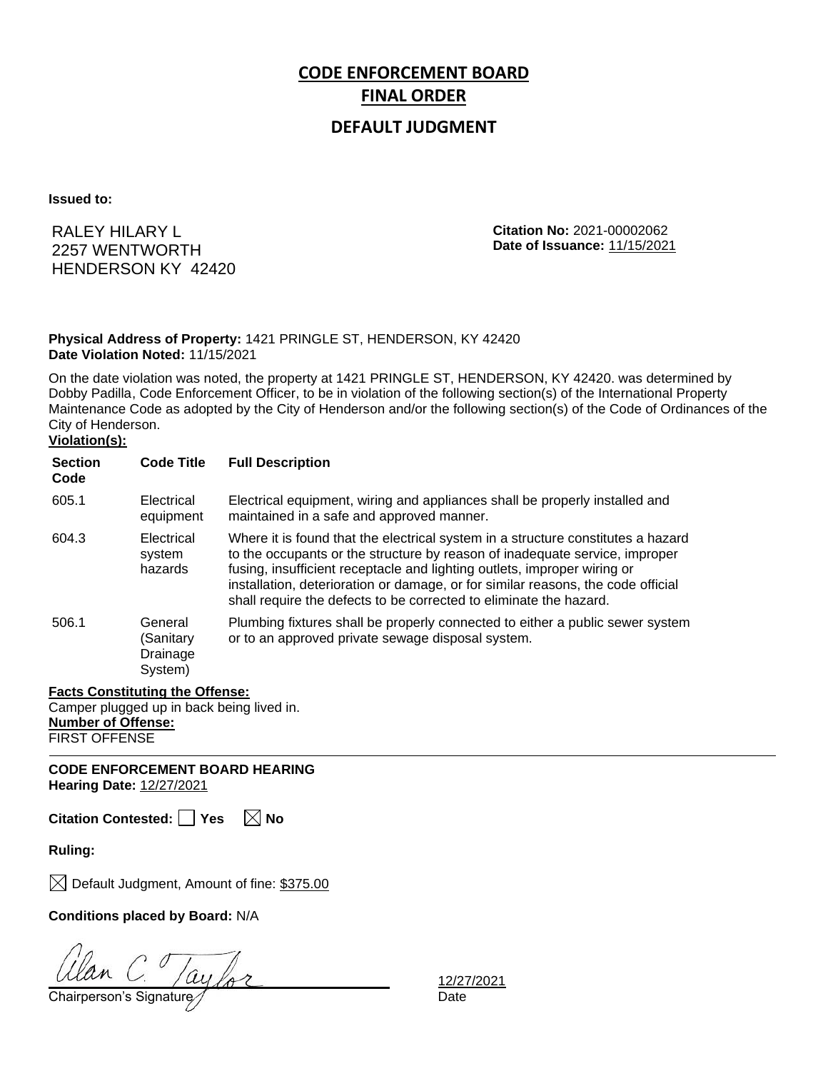# CODE ENFORCEMENT BOARD FINAL ORDER

## DEFAULT JUDGMENT

**Issued to:**

RALEY HILARY L
2257 WENTWORTH
HENDERSON KY 42420

**Citation No:** 2021-00002062
**Date of Issuance:** 11/15/2021

**Physical Address of Property:** 1421 PRINGLE ST, HENDERSON, KY 42420
**Date Violation Noted:** 11/15/2021

On the date violation was noted, the property at 1421 PRINGLE ST, HENDERSON, KY 42420. was determined by Dobby Padilla, Code Enforcement Officer, to be in violation of the following section(s) of the International Property Maintenance Code as adopted by the City of Henderson and/or the following section(s) of the Code of Ordinances of the City of Henderson.

**Violation(s):**

| Section Code | Code Title | Full Description |
|---|---|---|
| 605.1 | Electrical equipment | Electrical equipment, wiring and appliances shall be properly installed and maintained in a safe and approved manner. |
| 604.3 | Electrical system hazards | Where it is found that the electrical system in a structure constitutes a hazard to the occupants or the structure by reason of inadequate service, improper fusing, insufficient receptacle and lighting outlets, improper wiring or installation, deterioration or damage, or for similar reasons, the code official shall require the defects to be corrected to eliminate the hazard. |
| 506.1 | General (Sanitary Drainage System) | Plumbing fixtures shall be properly connected to either a public sewer system or to an approved private sewage disposal system. |

**Facts Constituting the Offense:**
Camper plugged up in back being lived in.

**Number of Offense:**
FIRST OFFENSE

---

**CODE ENFORCEMENT BOARD HEARING**
**Hearing Date:** 12/27/2021

**Citation Contested:** ☐ Yes ☒ No

**Ruling:**

☒ Default Judgment, Amount of fine: $375.00

**Conditions placed by Board:** N/A

Alan C. Taylor
Chairperson's Signature

12/27/2021
Date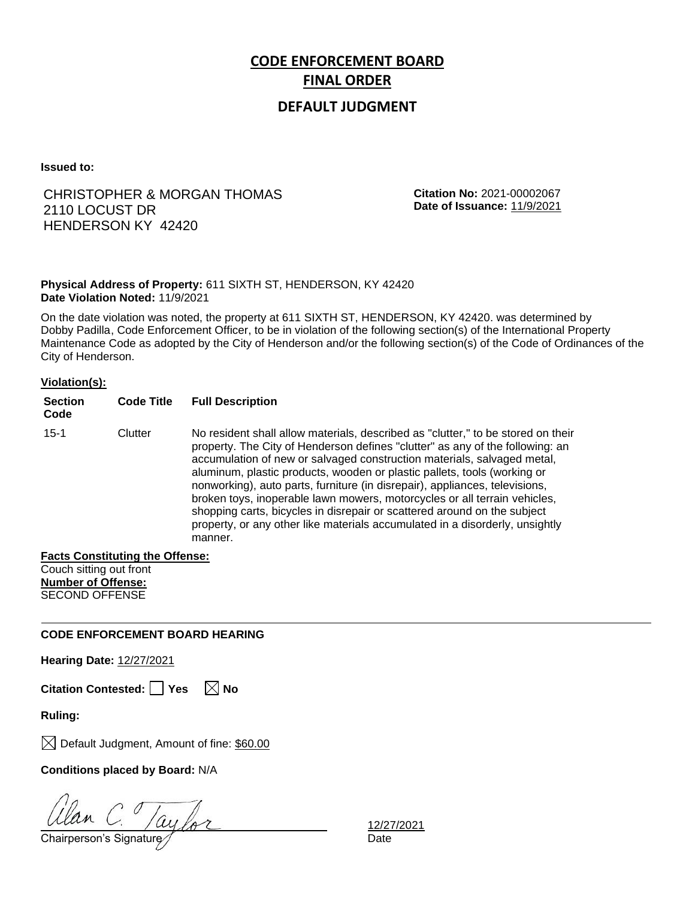# CODE ENFORCEMENT BOARD
# FINAL ORDER
## DEFAULT JUDGMENT

**Issued to:**

CHRISTOPHER & MORGAN THOMAS
2110 LOCUST DR
HENDERSON KY 42420

**Citation No:** 2021-00002067
**Date of Issuance:** 11/9/2021

**Physical Address of Property:** 611 SIXTH ST, HENDERSON, KY 42420
**Date Violation Noted:** 11/9/2021

On the date violation was noted, the property at 611 SIXTH ST, HENDERSON, KY 42420. was determined by Dobby Padilla, Code Enforcement Officer, to be in violation of the following section(s) of the International Property Maintenance Code as adopted by the City of Henderson and/or the following section(s) of the Code of Ordinances of the City of Henderson.

**Violation(s):**

| Section Code | Code Title | Full Description |
|---|---|---|
| 15-1 | Clutter | No resident shall allow materials, described as "clutter," to be stored on their property. The City of Henderson defines "clutter" as any of the following: an accumulation of new or salvaged construction materials, salvaged metal, aluminum, plastic products, wooden or plastic pallets, tools (working or nonworking), auto parts, furniture (in disrepair), appliances, televisions, broken toys, inoperable lawn mowers, motorcycles or all terrain vehicles, shopping carts, bicycles in disrepair or scattered around on the subject property, or any other like materials accumulated in a disorderly, unsightly manner. |

**Facts Constituting the Offense:**
Couch sitting out front
**Number of Offense:**
SECOND OFFENSE

---

**CODE ENFORCEMENT BOARD HEARING**

**Hearing Date:** 12/27/2021

**Citation Contested:** ☐ Yes ☒ No

**Ruling:**

☒ Default Judgment, Amount of fine: $60.00

**Conditions placed by Board:** N/A

Alan C. Taylor
Chairperson's Signature

12/27/2021
Date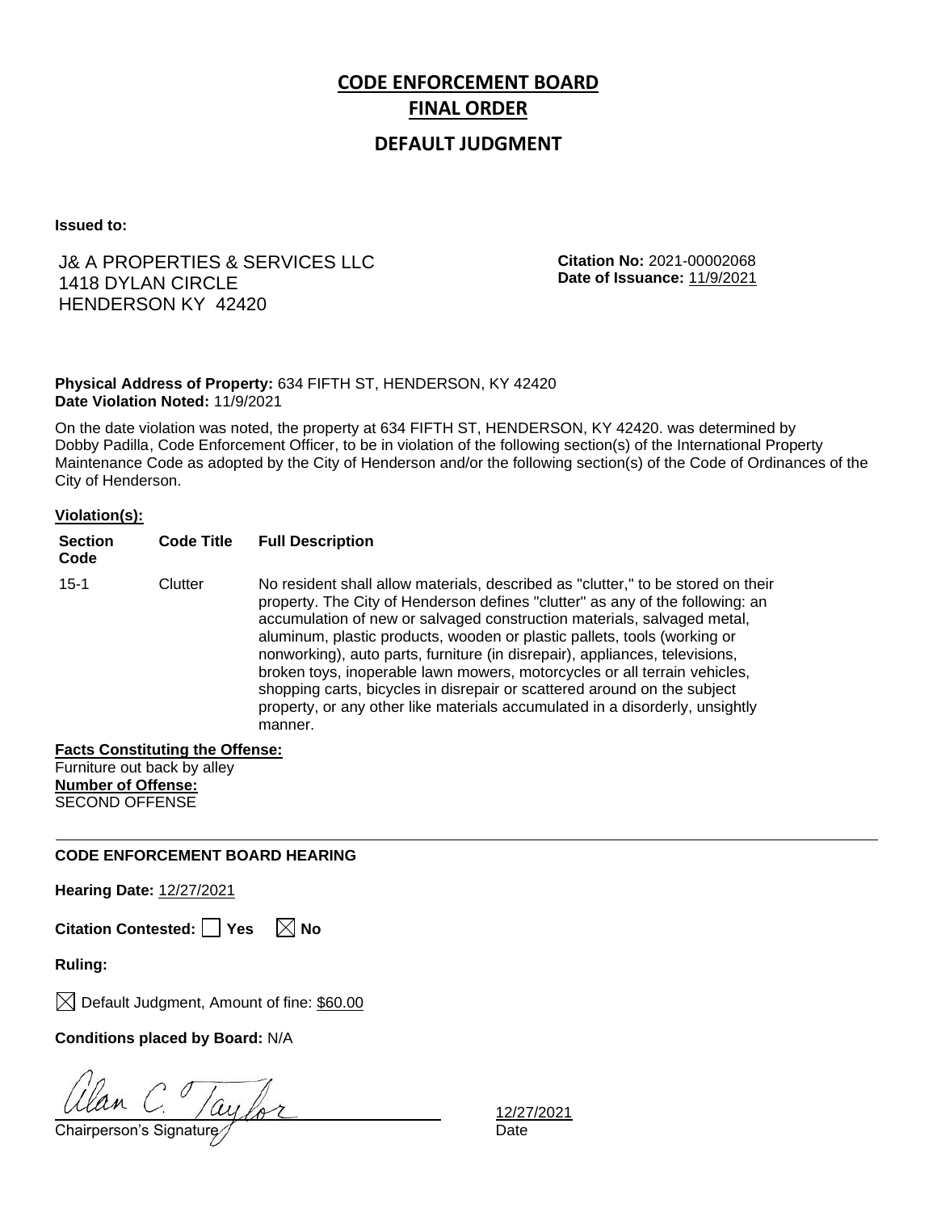# CODE ENFORCEMENT BOARD
# FINAL ORDER

## DEFAULT JUDGMENT

**Issued to:**

J& A PROPERTIES & SERVICES LLC
1418 DYLAN CIRCLE
HENDERSON KY 42420

**Citation No:** 2021-00002068
**Date of Issuance:** 11/9/2021

**Physical Address of Property:** 634 FIFTH ST, HENDERSON, KY 42420
**Date Violation Noted:** 11/9/2021

On the date violation was noted, the property at 634 FIFTH ST, HENDERSON, KY 42420. was determined by Dobby Padilla, Code Enforcement Officer, to be in violation of the following section(s) of the International Property Maintenance Code as adopted by the City of Henderson and/or the following section(s) of the Code of Ordinances of the City of Henderson.

**Violation(s):**

| Section Code | Code Title | Full Description |
|---|---|---|
| 15-1 | Clutter | No resident shall allow materials, described as "clutter," to be stored on their property. The City of Henderson defines "clutter" as any of the following: an accumulation of new or salvaged construction materials, salvaged metal, aluminum, plastic products, wooden or plastic pallets, tools (working or nonworking), auto parts, furniture (in disrepair), appliances, televisions, broken toys, inoperable lawn mowers, motorcycles or all terrain vehicles, shopping carts, bicycles in disrepair or scattered around on the subject property, or any other like materials accumulated in a disorderly, unsightly manner. |

**Facts Constituting the Offense:**
Furniture out back by alley
**Number of Offense:**
SECOND OFFENSE

---

**CODE ENFORCEMENT BOARD HEARING**

**Hearing Date:** 12/27/2021

**Citation Contested:** ☐ Yes ☒ No

**Ruling:**

☒ Default Judgment, Amount of fine: $60.00

**Conditions placed by Board:** N/A

Alan C. Taylor
Chairperson's Signature

12/27/2021
Date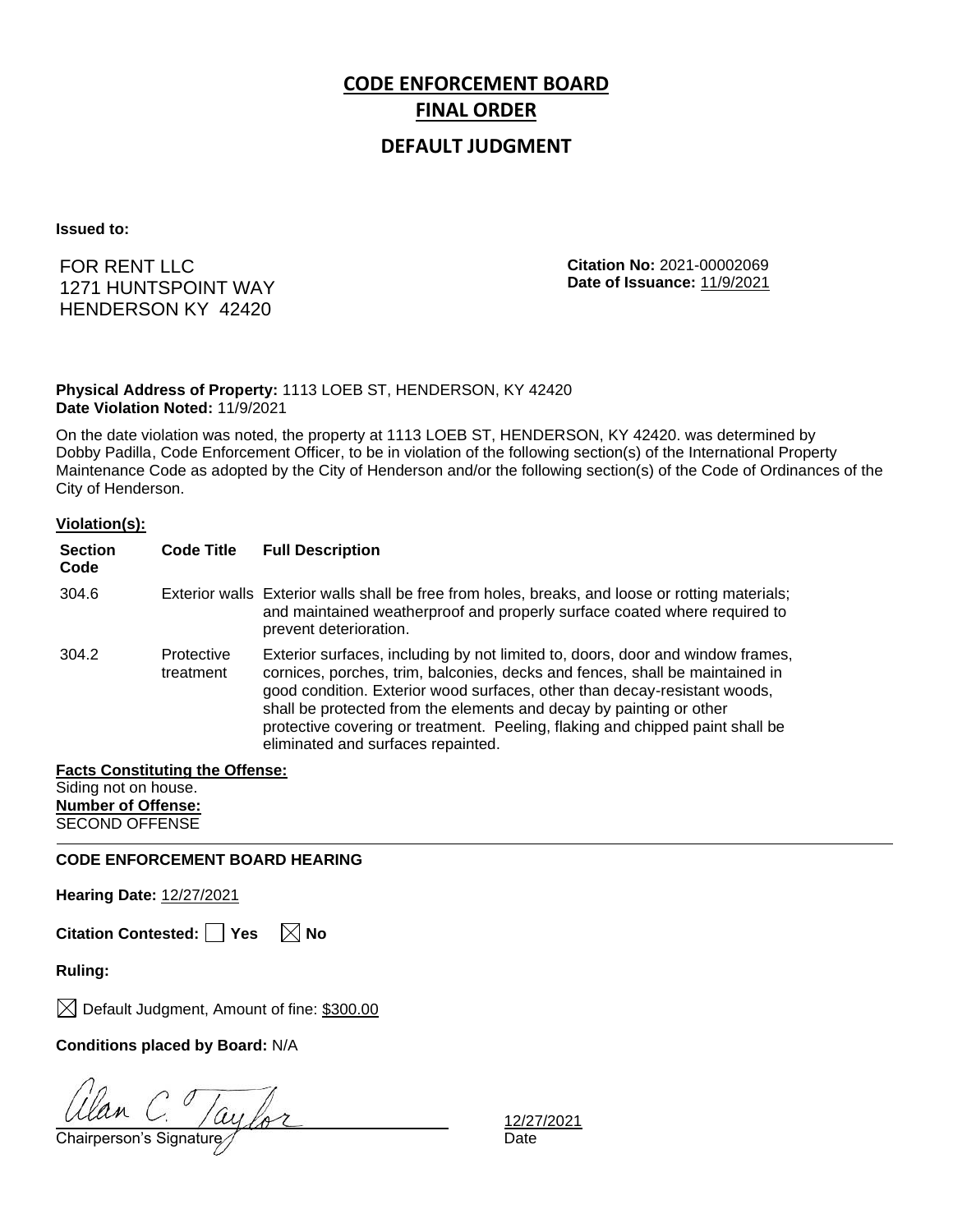# CODE ENFORCEMENT BOARD

# FINAL ORDER

## DEFAULT JUDGMENT

**Issued to:**

FOR RENT LLC
1271 HUNTSPOINT WAY
HENDERSON KY 42420

**Citation No:** 2021-00002069
**Date of Issuance:** 11/9/2021

**Physical Address of Property:** 1113 LOEB ST, HENDERSON, KY 42420
**Date Violation Noted:** 11/9/2021

On the date violation was noted, the property at 1113 LOEB ST, HENDERSON, KY 42420. was determined by Dobby Padilla, Code Enforcement Officer, to be in violation of the following section(s) of the International Property Maintenance Code as adopted by the City of Henderson and/or the following section(s) of the Code of Ordinances of the City of Henderson.

**Violation(s):**

| Section Code | Code Title | Full Description |
|---|---|---|
| 304.6 | Exterior walls | Exterior walls shall be free from holes, breaks, and loose or rotting materials; and maintained weatherproof and properly surface coated where required to prevent deterioration. |
| 304.2 | Protective treatment | Exterior surfaces, including by not limited to, doors, door and window frames, cornices, porches, trim, balconies, decks and fences, shall be maintained in good condition. Exterior wood surfaces, other than decay-resistant woods, shall be protected from the elements and decay by painting or other protective covering or treatment. Peeling, flaking and chipped paint shall be eliminated and surfaces repainted. |

**Facts Constituting the Offense:**
Siding not on house.
**Number of Offense:**
SECOND OFFENSE

---

**CODE ENFORCEMENT BOARD HEARING**

**Hearing Date:** 12/27/2021

**Citation Contested:** ☐ Yes ☒ No

**Ruling:**

☒ Default Judgment, Amount of fine: $300.00

**Conditions placed by Board:** N/A

Alan C. Taylor
Chairperson's Signature

12/27/2021
Date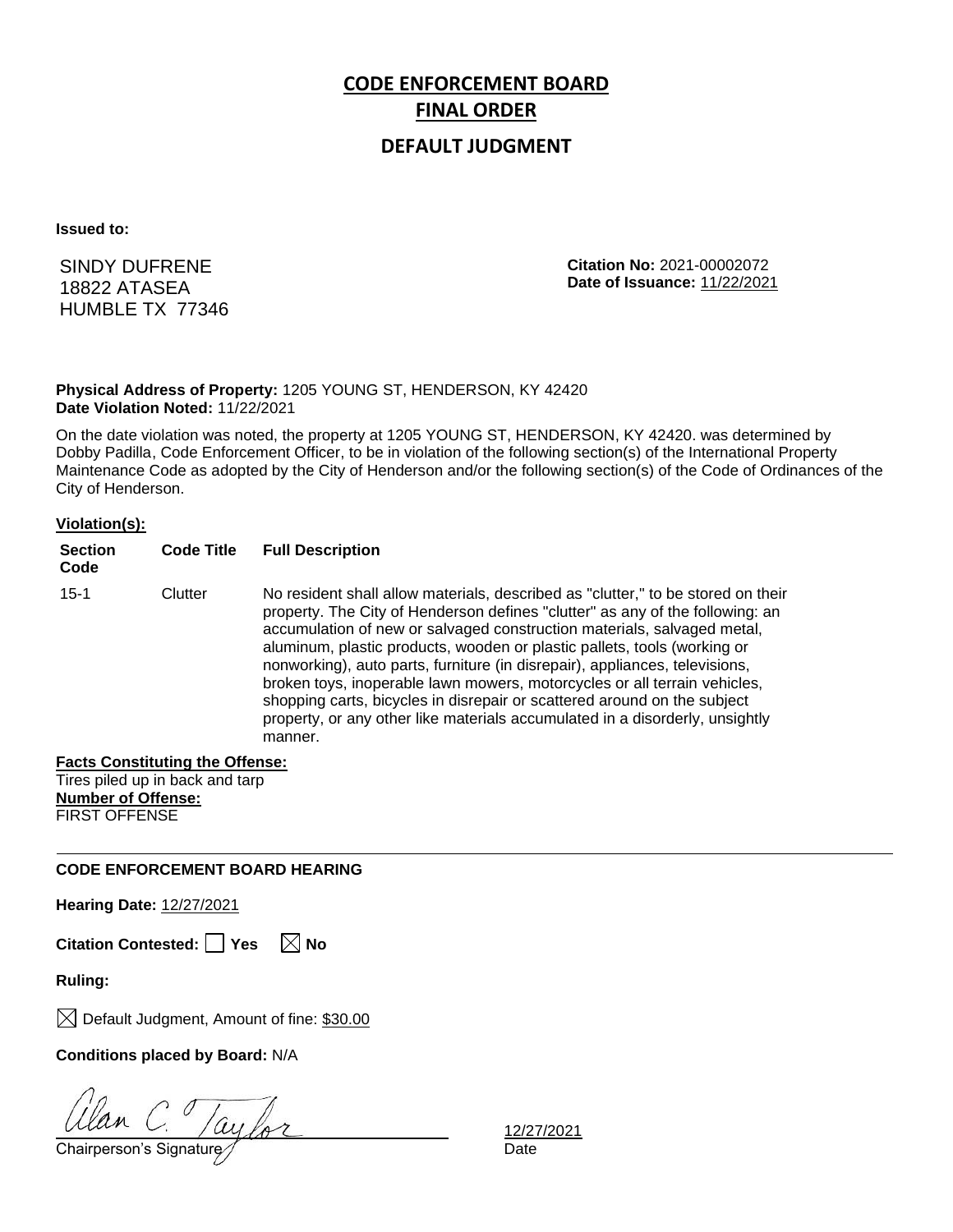# CODE ENFORCEMENT BOARD
## FINAL ORDER
### DEFAULT JUDGMENT

**Issued to:**

SINDY DUFRENE
18822 ATASEA
HUMBLE TX 77346

**Citation No:** 2021-00002072
**Date of Issuance:** 11/22/2021

**Physical Address of Property:** 1205 YOUNG ST, HENDERSON, KY 42420
**Date Violation Noted:** 11/22/2021

On the date violation was noted, the property at 1205 YOUNG ST, HENDERSON, KY 42420. was determined by Dobby Padilla, Code Enforcement Officer, to be in violation of the following section(s) of the International Property Maintenance Code as adopted by the City of Henderson and/or the following section(s) of the Code of Ordinances of the City of Henderson.

**Violation(s):**

| Section Code | Code Title | Full Description |
|---|---|---|
| 15-1 | Clutter | No resident shall allow materials, described as "clutter," to be stored on their property. The City of Henderson defines "clutter" as any of the following: an accumulation of new or salvaged construction materials, salvaged metal, aluminum, plastic products, wooden or plastic pallets, tools (working or nonworking), auto parts, furniture (in disrepair), appliances, televisions, broken toys, inoperable lawn mowers, motorcycles or all terrain vehicles, shopping carts, bicycles in disrepair or scattered around on the subject property, or any other like materials accumulated in a disorderly, unsightly manner. |

**Facts Constituting the Offense:**
Tires piled up in back and tarp
**Number of Offense:**
FIRST OFFENSE

---

**CODE ENFORCEMENT BOARD HEARING**

**Hearing Date:** 12/27/2021

**Citation Contested:** ☐ Yes ☒ No

**Ruling:**

☒ Default Judgment, Amount of fine: $30.00

**Conditions placed by Board:** N/A

Alan C. Taylor
Chairperson's Signature

12/27/2021
Date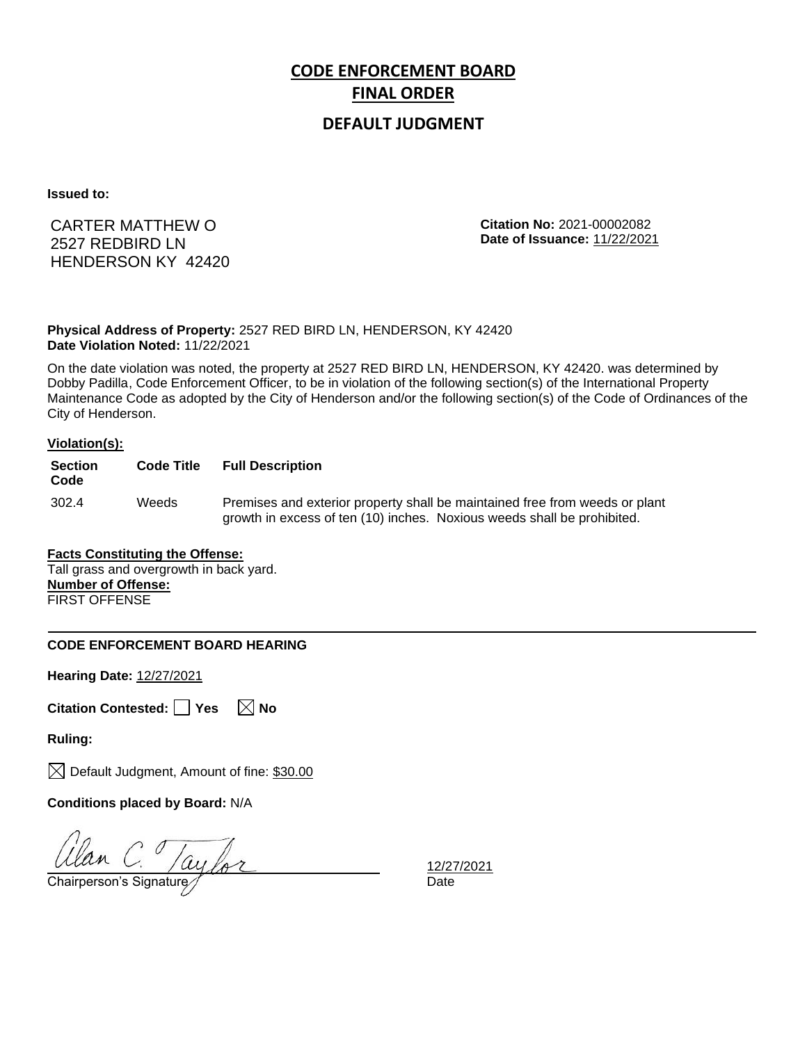# CODE ENFORCEMENT BOARD
# FINAL ORDER

## DEFAULT JUDGMENT

**Issued to:**

CARTER MATTHEW O
2527 REDBIRD LN
HENDERSON KY 42420

**Citation No:** 2021-00002082
**Date of Issuance:** 11/22/2021

**Physical Address of Property:** 2527 RED BIRD LN, HENDERSON, KY 42420
**Date Violation Noted:** 11/22/2021

On the date violation was noted, the property at 2527 RED BIRD LN, HENDERSON, KY 42420. was determined by Dobby Padilla, Code Enforcement Officer, to be in violation of the following section(s) of the International Property Maintenance Code as adopted by the City of Henderson and/or the following section(s) of the Code of Ordinances of the City of Henderson.

**Violation(s):**

| Section Code | Code Title | Full Description |
|---|---|---|
| 302.4 | Weeds | Premises and exterior property shall be maintained free from weeds or plant growth in excess of ten (10) inches. Noxious weeds shall be prohibited. |

**Facts Constituting the Offense:**
Tall grass and overgrowth in back yard.
**Number of Offense:**
FIRST OFFENSE

---

**CODE ENFORCEMENT BOARD HEARING**

**Hearing Date:** 12/27/2021

**Citation Contested:** ☐ Yes ☒ No

**Ruling:**

☒ Default Judgment, Amount of fine: $30.00

**Conditions placed by Board:** N/A

Alan C. Taylor
Chairperson's Signature

12/27/2021
Date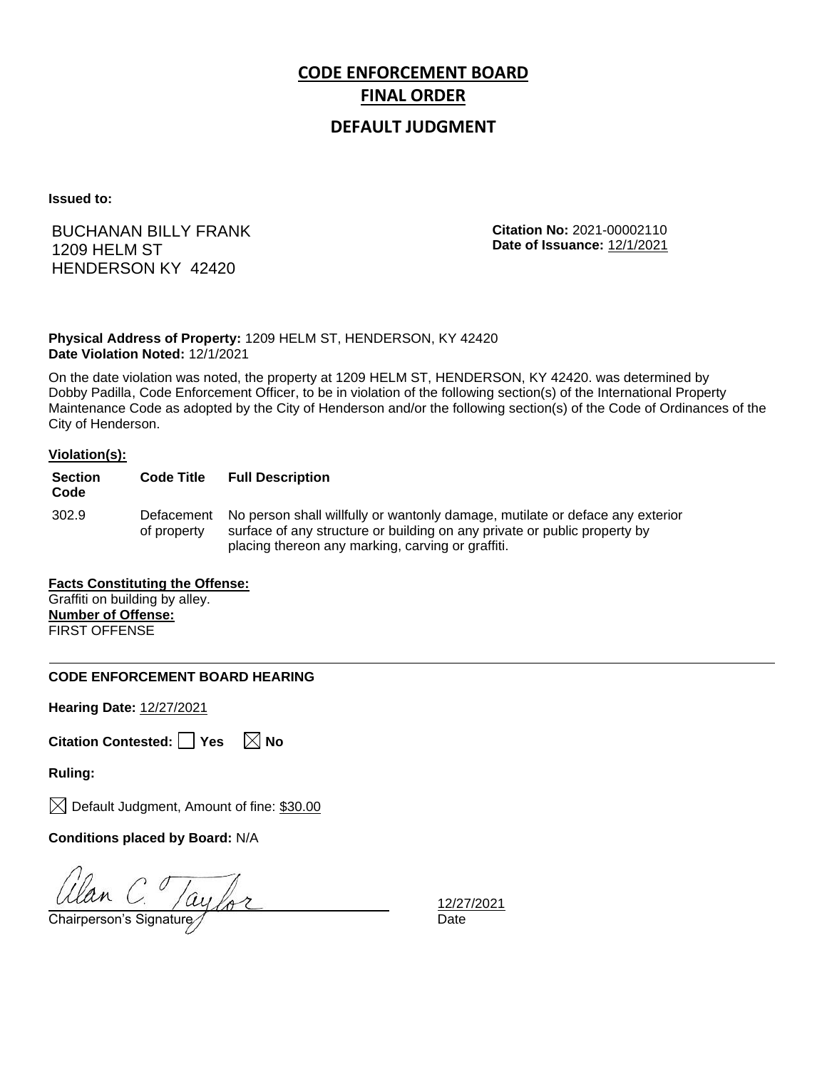# CODE ENFORCEMENT BOARD

# FINAL ORDER

## DEFAULT JUDGMENT

**Issued to:**

BUCHANAN BILLY FRANK
1209 HELM ST
HENDERSON KY 42420

**Citation No:** 2021-00002110
**Date of Issuance:** 12/1/2021

**Physical Address of Property:** 1209 HELM ST, HENDERSON, KY 42420
**Date Violation Noted:** 12/1/2021

On the date violation was noted, the property at 1209 HELM ST, HENDERSON, KY 42420. was determined by Dobby Padilla, Code Enforcement Officer, to be in violation of the following section(s) of the International Property Maintenance Code as adopted by the City of Henderson and/or the following section(s) of the Code of Ordinances of the City of Henderson.

**Violation(s):**

| Section Code | Code Title | Full Description |
|---|---|---|
| 302.9 | Defacement of property | No person shall willfully or wantonly damage, mutilate or deface any exterior surface of any structure or building on any private or public property by placing thereon any marking, carving or graffiti. |

**Facts Constituting the Offense:**
Graffiti on building by alley.
**Number of Offense:**
FIRST OFFENSE

---

**CODE ENFORCEMENT BOARD HEARING**

**Hearing Date:** 12/27/2021

**Citation Contested:** ☐ Yes ☒ No

**Ruling:**

☒ Default Judgment, Amount of fine: $30.00

**Conditions placed by Board:** N/A

Alan C. Taylor
Chairperson's Signature

12/27/2021
Date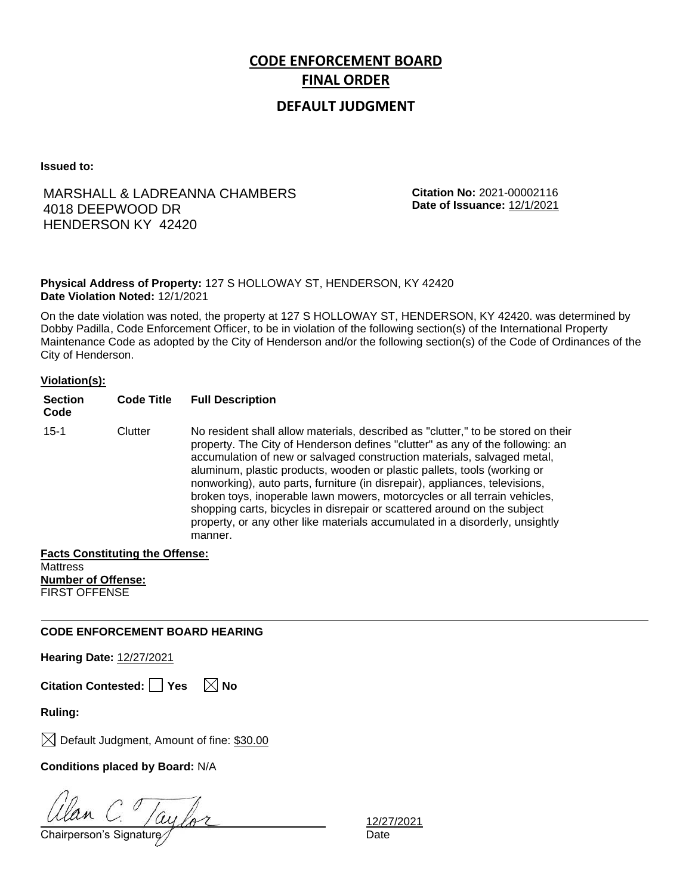# CODE ENFORCEMENT BOARD

# FINAL ORDER

## DEFAULT JUDGMENT

**Issued to:**

MARSHALL & LADREANNA CHAMBERS
4018 DEEPWOOD DR
HENDERSON KY 42420

**Citation No:** 2021-00002116
**Date of Issuance:** 12/1/2021

**Physical Address of Property:** 127 S HOLLOWAY ST, HENDERSON, KY 42420
**Date Violation Noted:** 12/1/2021

On the date violation was noted, the property at 127 S HOLLOWAY ST, HENDERSON, KY 42420. was determined by Dobby Padilla, Code Enforcement Officer, to be in violation of the following section(s) of the International Property Maintenance Code as adopted by the City of Henderson and/or the following section(s) of the Code of Ordinances of the City of Henderson.

**Violation(s):**

| Section Code | Code Title | Full Description |
|---|---|---|
| 15-1 | Clutter | No resident shall allow materials, described as "clutter," to be stored on their property. The City of Henderson defines "clutter" as any of the following: an accumulation of new or salvaged construction materials, salvaged metal, aluminum, plastic products, wooden or plastic pallets, tools (working or nonworking), auto parts, furniture (in disrepair), appliances, televisions, broken toys, inoperable lawn mowers, motorcycles or all terrain vehicles, shopping carts, bicycles in disrepair or scattered around on the subject property, or any other like materials accumulated in a disorderly, unsightly manner. |

**Facts Constituting the Offense:**
Mattress
**Number of Offense:**
FIRST OFFENSE

---

**CODE ENFORCEMENT BOARD HEARING**

**Hearing Date:** 12/27/2021

**Citation Contested:** ☐ Yes ☒ No

**Ruling:**

☒ Default Judgment, Amount of fine: $30.00

**Conditions placed by Board:** N/A

Alan C. Taylor
Chairperson's Signature

12/27/2021
Date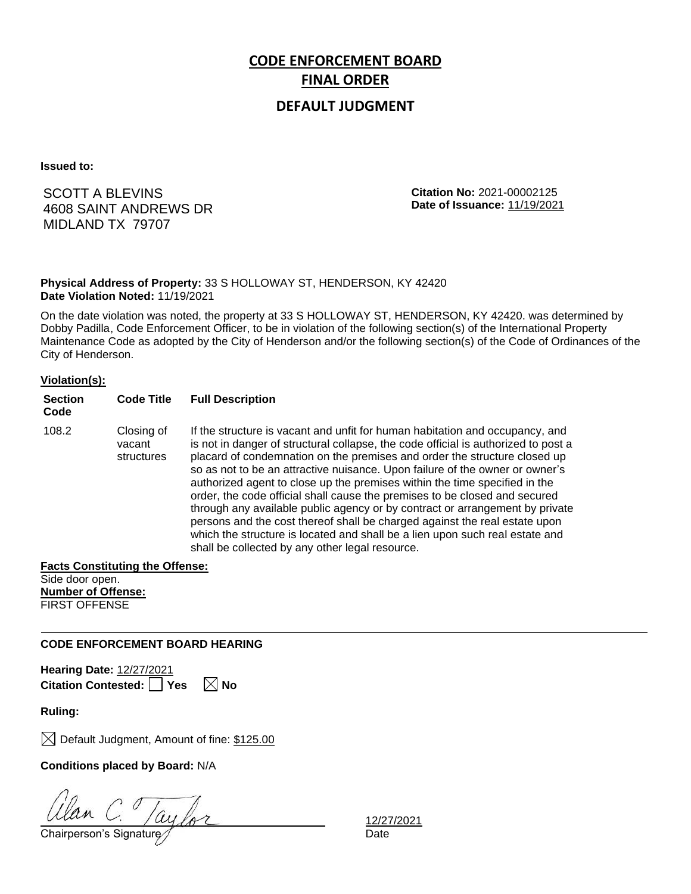# CODE ENFORCEMENT BOARD
# FINAL ORDER

## DEFAULT JUDGMENT

**Issued to:**

SCOTT A BLEVINS
4608 SAINT ANDREWS DR
MIDLAND TX 79707

**Citation No:** 2021-00002125
**Date of Issuance:** 11/19/2021

**Physical Address of Property:** 33 S HOLLOWAY ST, HENDERSON, KY 42420
**Date Violation Noted:** 11/19/2021

On the date violation was noted, the property at 33 S HOLLOWAY ST, HENDERSON, KY 42420. was determined by Dobby Padilla, Code Enforcement Officer, to be in violation of the following section(s) of the International Property Maintenance Code as adopted by the City of Henderson and/or the following section(s) of the Code of Ordinances of the City of Henderson.

**Violation(s):**

| Section Code | Code Title | Full Description |
|---|---|---|
| 108.2 | Closing of vacant structures | If the structure is vacant and unfit for human habitation and occupancy, and is not in danger of structural collapse, the code official is authorized to post a placard of condemnation on the premises and order the structure closed up so as not to be an attractive nuisance. Upon failure of the owner or owner's authorized agent to close up the premises within the time specified in the order, the code official shall cause the premises to be closed and secured through any available public agency or by contract or arrangement by private persons and the cost thereof shall be charged against the real estate upon which the structure is located and shall be a lien upon such real estate and shall be collected by any other legal resource. |

**Facts Constituting the Offense:**
Side door open.
**Number of Offense:**
FIRST OFFENSE

---

**CODE ENFORCEMENT BOARD HEARING**

**Hearing Date:** 12/27/2021
**Citation Contested:** ☐ Yes ☒ No

**Ruling:**

☒ Default Judgment, Amount of fine: $125.00

**Conditions placed by Board:** N/A

Alan C. Taylor
Chairperson's Signature

12/27/2021
Date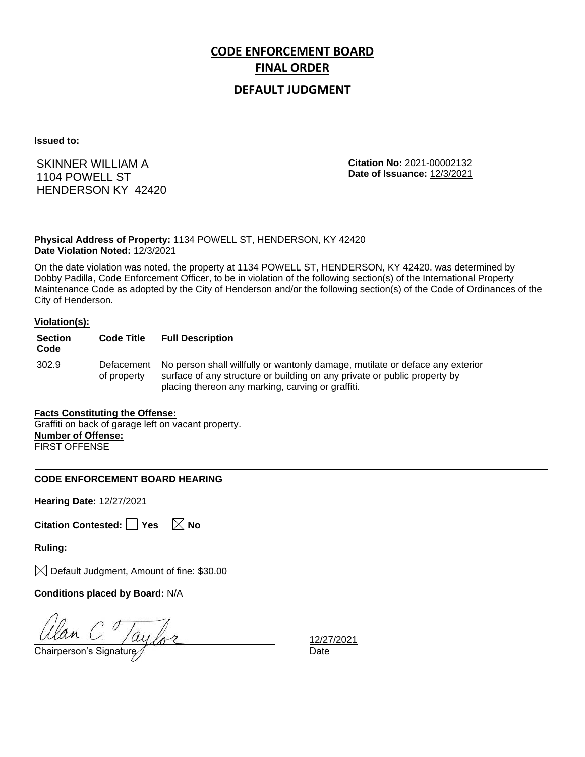# CODE ENFORCEMENT BOARD FINAL ORDER

## DEFAULT JUDGMENT

**Issued to:**

SKINNER WILLIAM A
1104 POWELL ST
HENDERSON KY 42420

**Citation No:** 2021-00002132
**Date of Issuance:** 12/3/2021

**Physical Address of Property:** 1134 POWELL ST, HENDERSON, KY 42420
**Date Violation Noted:** 12/3/2021

On the date violation was noted, the property at 1134 POWELL ST, HENDERSON, KY 42420. was determined by Dobby Padilla, Code Enforcement Officer, to be in violation of the following section(s) of the International Property Maintenance Code as adopted by the City of Henderson and/or the following section(s) of the Code of Ordinances of the City of Henderson.

**Violation(s):**

| Section Code | Code Title | Full Description |
|---|---|---|
| 302.9 | Defacement of property | No person shall willfully or wantonly damage, mutilate or deface any exterior surface of any structure or building on any private or public property by placing thereon any marking, carving or graffiti. |

**Facts Constituting the Offense:**
Graffiti on back of garage left on vacant property.
**Number of Offense:**
FIRST OFFENSE

---

**CODE ENFORCEMENT BOARD HEARING**

**Hearing Date:** 12/27/2021

**Citation Contested:** ☐ Yes ☒ No

**Ruling:**

☒ Default Judgment, Amount of fine: $30.00

**Conditions placed by Board:** N/A

Alan C. Taylor
Chairperson's Signature

12/27/2021
Date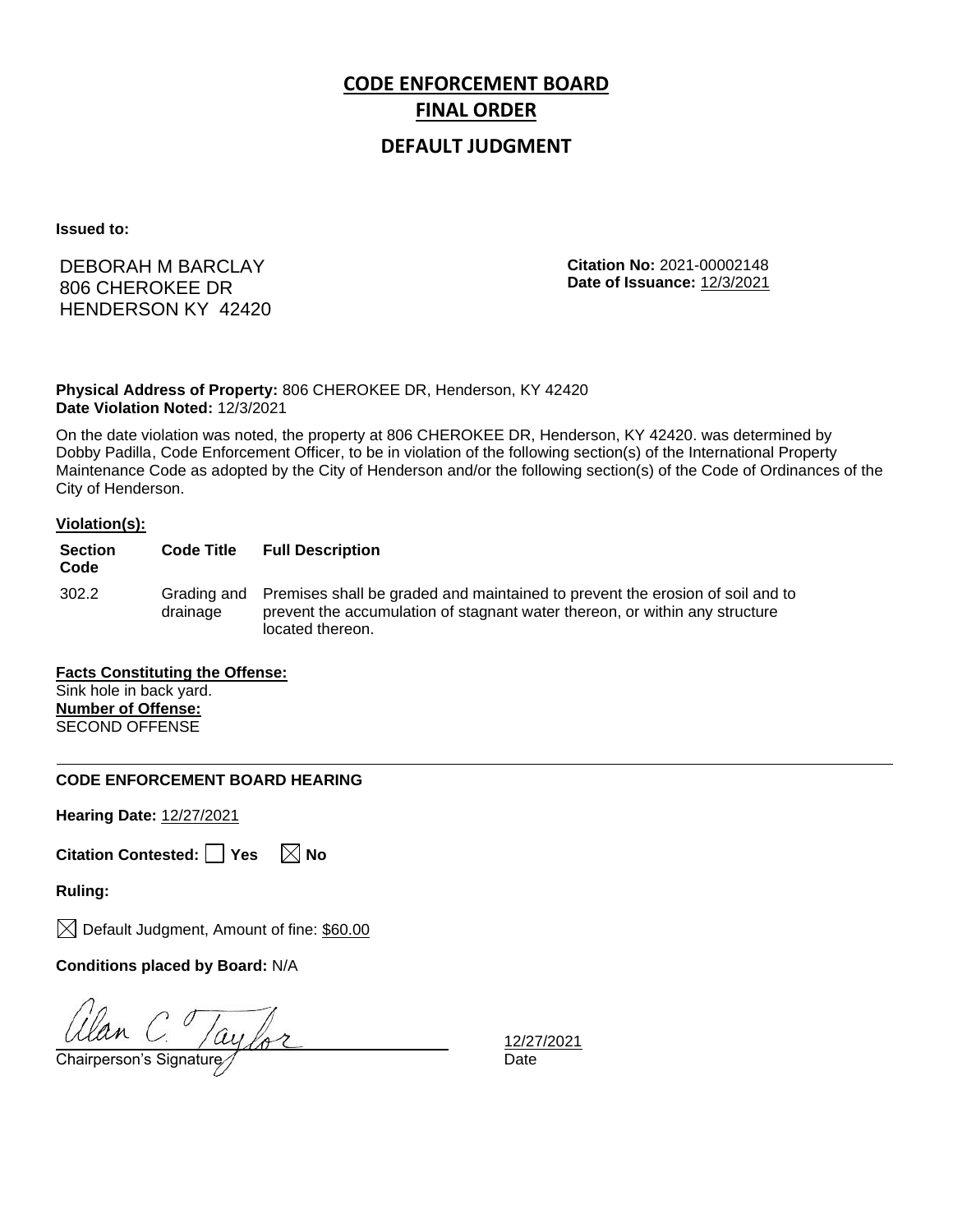# CODE ENFORCEMENT BOARD
# FINAL ORDER
## DEFAULT JUDGMENT

**Issued to:**

DEBORAH M BARCLAY
806 CHEROKEE DR
HENDERSON KY 42420

**Citation No:** 2021-00002148
**Date of Issuance:** 12/3/2021

**Physical Address of Property:** 806 CHEROKEE DR, Henderson, KY 42420
**Date Violation Noted:** 12/3/2021

On the date violation was noted, the property at 806 CHEROKEE DR, Henderson, KY 42420. was determined by Dobby Padilla, Code Enforcement Officer, to be in violation of the following section(s) of the International Property Maintenance Code as adopted by the City of Henderson and/or the following section(s) of the Code of Ordinances of the City of Henderson.

**Violation(s):**

| Section Code | Code Title | Full Description |
|---|---|---|
| 302.2 | Grading and drainage | Premises shall be graded and maintained to prevent the erosion of soil and to prevent the accumulation of stagnant water thereon, or within any structure located thereon. |

**Facts Constituting the Offense:**
Sink hole in back yard.
**Number of Offense:**
SECOND OFFENSE

---

**CODE ENFORCEMENT BOARD HEARING**

**Hearing Date:** 12/27/2021

**Citation Contested:** ☐ Yes ☒ No

**Ruling:**

☒ Default Judgment, Amount of fine: $60.00

**Conditions placed by Board:** N/A

Alan C. Taylor
Chairperson's Signature

12/27/2021
Date